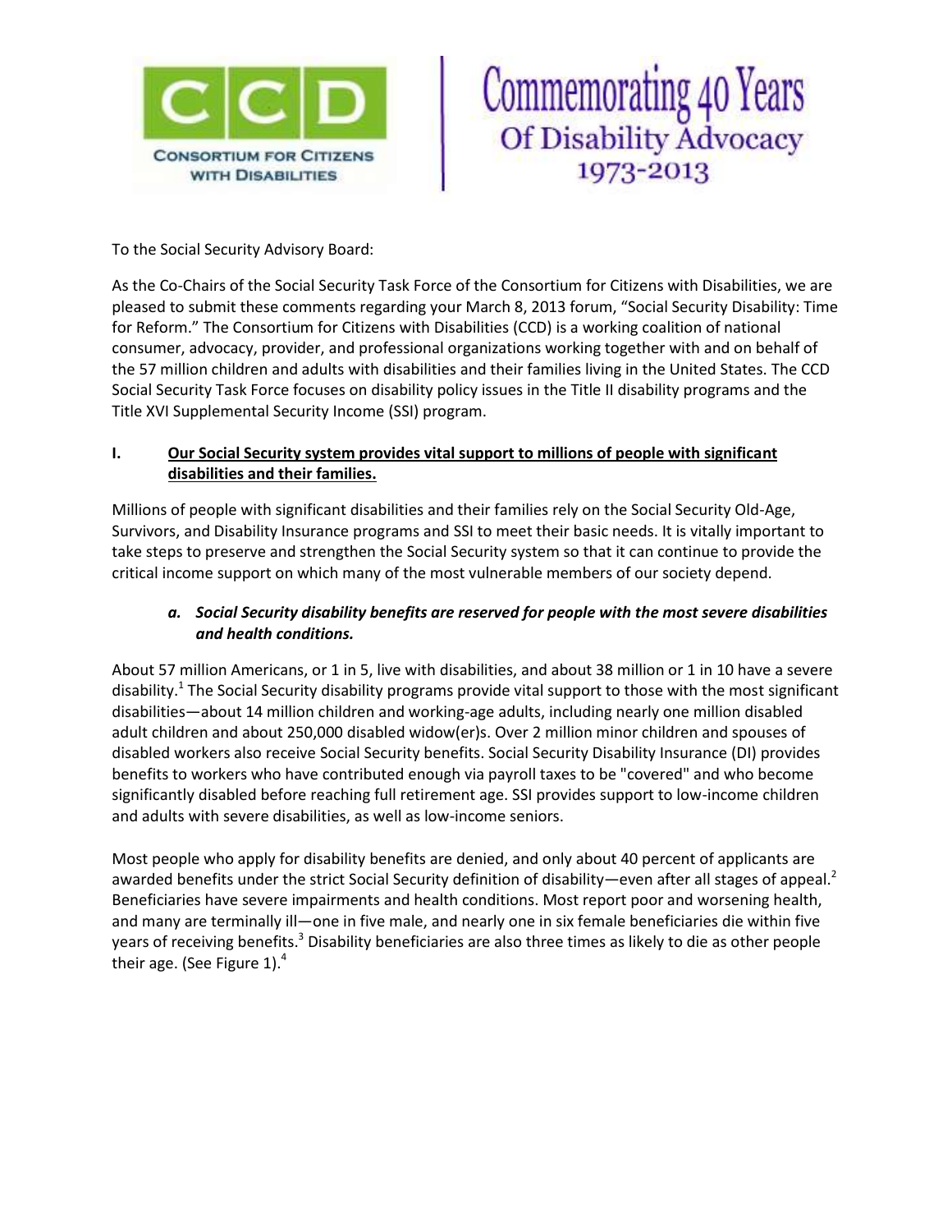**CCD**
**CONSORTIUM FOR CITIZENS WITH DISABILITIES**

Commemorating 40 Years
Of Disability Advocacy
1973-2013

To the Social Security Advisory Board:

As the Co-Chairs of the Social Security Task Force of the Consortium for Citizens with Disabilities, we are pleased to submit these comments regarding your March 8, 2013 forum, "Social Security Disability: Time for Reform." The Consortium for Citizens with Disabilities (CCD) is a working coalition of national consumer, advocacy, provider, and professional organizations working together with and on behalf of the 57 million children and adults with disabilities and their families living in the United States. The CCD Social Security Task Force focuses on disability policy issues in the Title II disability programs and the Title XVI Supplemental Security Income (SSI) program.

## I. Our Social Security system provides vital support to millions of people with significant disabilities and their families.

Millions of people with significant disabilities and their families rely on the Social Security Old-Age, Survivors, and Disability Insurance programs and SSI to meet their basic needs. It is vitally important to take steps to preserve and strengthen the Social Security system so that it can continue to provide the critical income support on which many of the most vulnerable members of our society depend.

### *a. Social Security disability benefits are reserved for people with the most severe disabilities and health conditions.*

About 57 million Americans, or 1 in 5, live with disabilities, and about 38 million or 1 in 10 have a severe disability.[1] The Social Security disability programs provide vital support to those with the most significant disabilities—about 14 million children and working-age adults, including nearly one million disabled adult children and about 250,000 disabled widow(er)s. Over 2 million minor children and spouses of disabled workers also receive Social Security benefits. Social Security Disability Insurance (DI) provides benefits to workers who have contributed enough via payroll taxes to be "covered" and who become significantly disabled before reaching full retirement age. SSI provides support to low-income children and adults with severe disabilities, as well as low-income seniors.

Most people who apply for disability benefits are denied, and only about 40 percent of applicants are awarded benefits under the strict Social Security definition of disability—even after all stages of appeal.[2] Beneficiaries have severe impairments and health conditions. Most report poor and worsening health, and many are terminally ill—one in five male, and nearly one in six female beneficiaries die within five years of receiving benefits.[3] Disability beneficiaries are also three times as likely to die as other people their age. (See Figure 1).[4]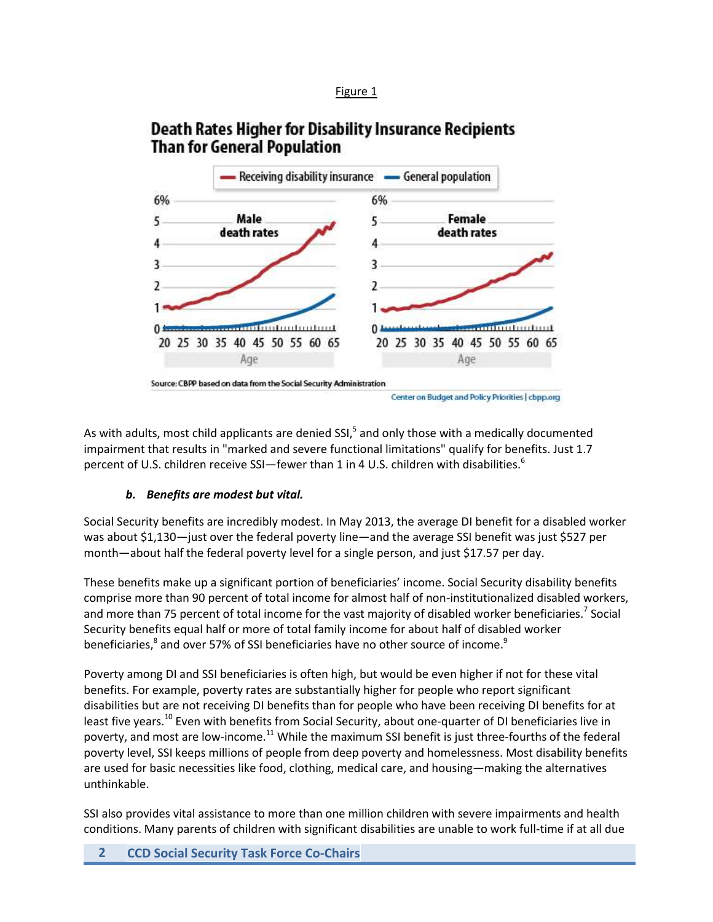Figure 1

**Death Rates Higher for Disability Insurance Recipients Than for General Population**

Source: CBPP based on data from the Social Security Administration

Center on Budget and Policy Priorities | cbpp.org

As with adults, most child applicants are denied SSI,[5] and only those with a medically documented impairment that results in "marked and severe functional limitations" qualify for benefits. Just 1.7 percent of U.S. children receive SSI—fewer than 1 in 4 U.S. children with disabilities.[6]

#### *b. Benefits are modest but vital.*

Social Security benefits are incredibly modest. In May 2013, the average DI benefit for a disabled worker was about $1,130—just over the federal poverty line—and the average SSI benefit was just $527 per month—about half the federal poverty level for a single person, and just $17.57 per day.

These benefits make up a significant portion of beneficiaries' income. Social Security disability benefits comprise more than 90 percent of total income for almost half of non-institutionalized disabled workers, and more than 75 percent of total income for the vast majority of disabled worker beneficiaries.[7] Social Security benefits equal half or more of total family income for about half of disabled worker beneficiaries,[8] and over 57% of SSI beneficiaries have no other source of income.[9]

Poverty among DI and SSI beneficiaries is often high, but would be even higher if not for these vital benefits. For example, poverty rates are substantially higher for people who report significant disabilities but are not receiving DI benefits than for people who have been receiving DI benefits for at least five years.[10] Even with benefits from Social Security, about one-quarter of DI beneficiaries live in poverty, and most are low-income.[11] While the maximum SSI benefit is just three-fourths of the federal poverty level, SSI keeps millions of people from deep poverty and homelessness. Most disability benefits are used for basic necessities like food, clothing, medical care, and housing—making the alternatives unthinkable.

SSI also provides vital assistance to more than one million children with severe impairments and health conditions. Many parents of children with significant disabilities are unable to work full-time if at all due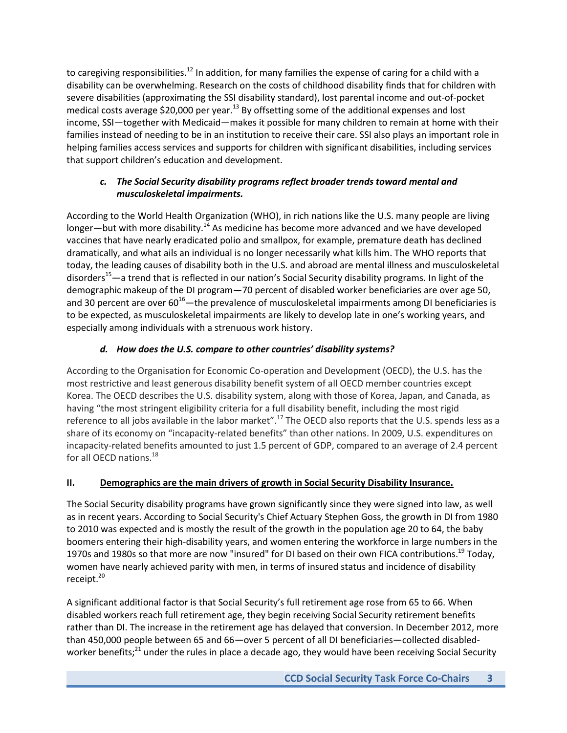to caregiving responsibilities.[12] In addition, for many families the expense of caring for a child with a disability can be overwhelming. Research on the costs of childhood disability finds that for children with severe disabilities (approximating the SSI disability standard), lost parental income and out-of-pocket medical costs average $20,000 per year.[13] By offsetting some of the additional expenses and lost income, SSI—together with Medicaid—makes it possible for many children to remain at home with their families instead of needing to be in an institution to receive their care. SSI also plays an important role in helping families access services and supports for children with significant disabilities, including services that support children's education and development.

### *c. The Social Security disability programs reflect broader trends toward mental and musculoskeletal impairments.*

According to the World Health Organization (WHO), in rich nations like the U.S. many people are living longer—but with more disability.[14] As medicine has become more advanced and we have developed vaccines that have nearly eradicated polio and smallpox, for example, premature death has declined dramatically, and what ails an individual is no longer necessarily what kills him. The WHO reports that today, the leading causes of disability both in the U.S. and abroad are mental illness and musculoskeletal disorders[15]—a trend that is reflected in our nation's Social Security disability programs. In light of the demographic makeup of the DI program—70 percent of disabled worker beneficiaries are over age 50, and 30 percent are over 60[16]—the prevalence of musculoskeletal impairments among DI beneficiaries is to be expected, as musculoskeletal impairments are likely to develop late in one's working years, and especially among individuals with a strenuous work history.

### *d. How does the U.S. compare to other countries' disability systems?*

According to the Organisation for Economic Co-operation and Development (OECD), the U.S. has the most restrictive and least generous disability benefit system of all OECD member countries except Korea. The OECD describes the U.S. disability system, along with those of Korea, Japan, and Canada, as having "the most stringent eligibility criteria for a full disability benefit, including the most rigid reference to all jobs available in the labor market".[17] The OECD also reports that the U.S. spends less as a share of its economy on "incapacity-related benefits" than other nations. In 2009, U.S. expenditures on incapacity-related benefits amounted to just 1.5 percent of GDP, compared to an average of 2.4 percent for all OECD nations.[18]

## II. Demographics are the main drivers of growth in Social Security Disability Insurance.

The Social Security disability programs have grown significantly since they were signed into law, as well as in recent years. According to Social Security's Chief Actuary Stephen Goss, the growth in DI from 1980 to 2010 was expected and is mostly the result of the growth in the population age 20 to 64, the baby boomers entering their high-disability years, and women entering the workforce in large numbers in the 1970s and 1980s so that more are now "insured" for DI based on their own FICA contributions.[19] Today, women have nearly achieved parity with men, in terms of insured status and incidence of disability receipt.[20]

A significant additional factor is that Social Security's full retirement age rose from 65 to 66. When disabled workers reach full retirement age, they begin receiving Social Security retirement benefits rather than DI. The increase in the retirement age has delayed that conversion. In December 2012, more than 450,000 people between 65 and 66—over 5 percent of all DI beneficiaries—collected disabled-worker benefits;[21] under the rules in place a decade ago, they would have been receiving Social Security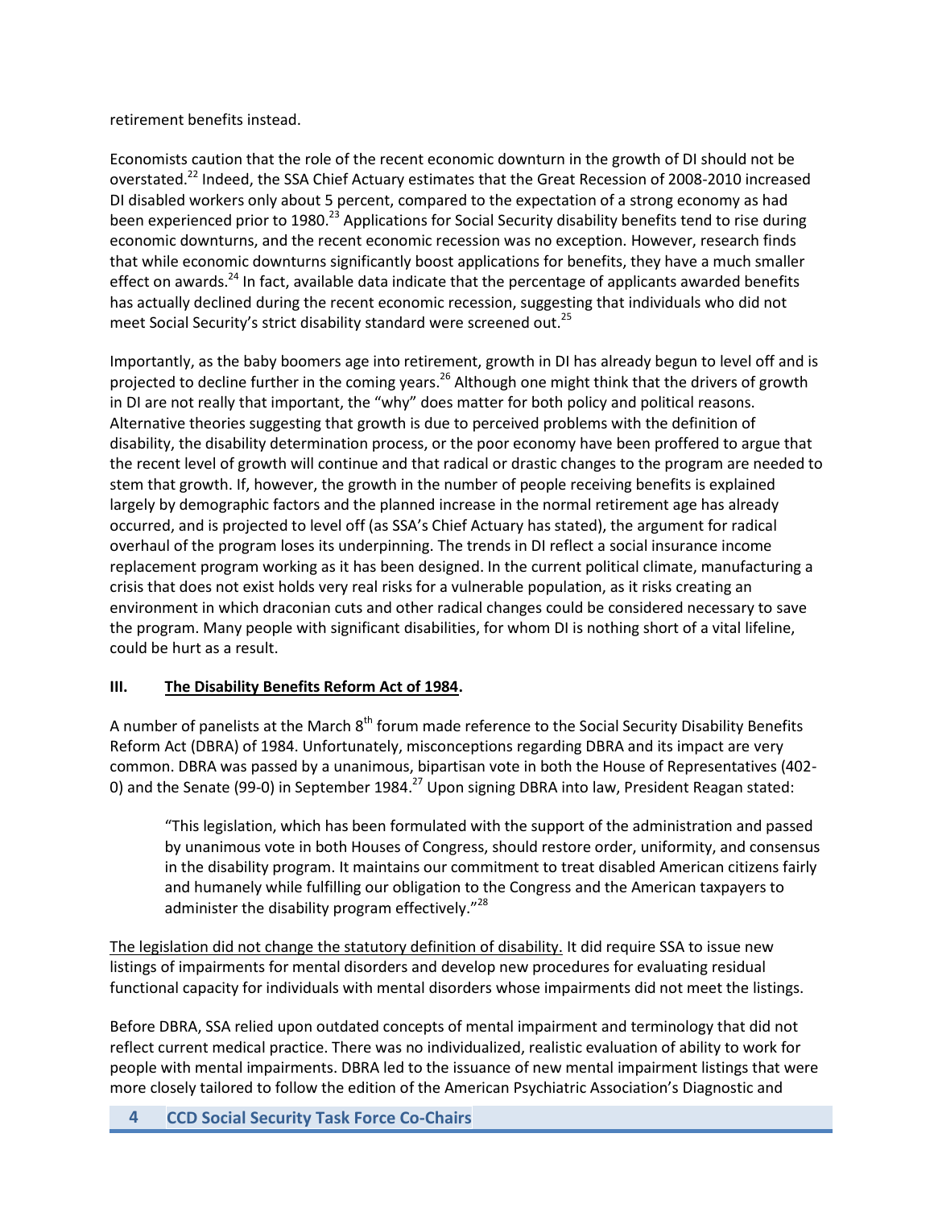retirement benefits instead.

Economists caution that the role of the recent economic downturn in the growth of DI should not be overstated.[22] Indeed, the SSA Chief Actuary estimates that the Great Recession of 2008-2010 increased DI disabled workers only about 5 percent, compared to the expectation of a strong economy as had been experienced prior to 1980.[23] Applications for Social Security disability benefits tend to rise during economic downturns, and the recent economic recession was no exception. However, research finds that while economic downturns significantly boost applications for benefits, they have a much smaller effect on awards.[24] In fact, available data indicate that the percentage of applicants awarded benefits has actually declined during the recent economic recession, suggesting that individuals who did not meet Social Security's strict disability standard were screened out.[25]

Importantly, as the baby boomers age into retirement, growth in DI has already begun to level off and is projected to decline further in the coming years.[26] Although one might think that the drivers of growth in DI are not really that important, the "why" does matter for both policy and political reasons. Alternative theories suggesting that growth is due to perceived problems with the definition of disability, the disability determination process, or the poor economy have been proffered to argue that the recent level of growth will continue and that radical or drastic changes to the program are needed to stem that growth. If, however, the growth in the number of people receiving benefits is explained largely by demographic factors and the planned increase in the normal retirement age has already occurred, and is projected to level off (as SSA's Chief Actuary has stated), the argument for radical overhaul of the program loses its underpinning. The trends in DI reflect a social insurance income replacement program working as it has been designed. In the current political climate, manufacturing a crisis that does not exist holds very real risks for a vulnerable population, as it risks creating an environment in which draconian cuts and other radical changes could be considered necessary to save the program. Many people with significant disabilities, for whom DI is nothing short of a vital lifeline, could be hurt as a result.

## III. The Disability Benefits Reform Act of 1984.

A number of panelists at the March 8th forum made reference to the Social Security Disability Benefits Reform Act (DBRA) of 1984. Unfortunately, misconceptions regarding DBRA and its impact are very common. DBRA was passed by a unanimous, bipartisan vote in both the House of Representatives (402-0) and the Senate (99-0) in September 1984.[27] Upon signing DBRA into law, President Reagan stated:

> "This legislation, which has been formulated with the support of the administration and passed by unanimous vote in both Houses of Congress, should restore order, uniformity, and consensus in the disability program. It maintains our commitment to treat disabled American citizens fairly and humanely while fulfilling our obligation to the Congress and the American taxpayers to administer the disability program effectively."[28]

The legislation did not change the statutory definition of disability. It did require SSA to issue new listings of impairments for mental disorders and develop new procedures for evaluating residual functional capacity for individuals with mental disorders whose impairments did not meet the listings.

Before DBRA, SSA relied upon outdated concepts of mental impairment and terminology that did not reflect current medical practice. There was no individualized, realistic evaluation of ability to work for people with mental impairments. DBRA led to the issuance of new mental impairment listings that were more closely tailored to follow the edition of the American Psychiatric Association's Diagnostic and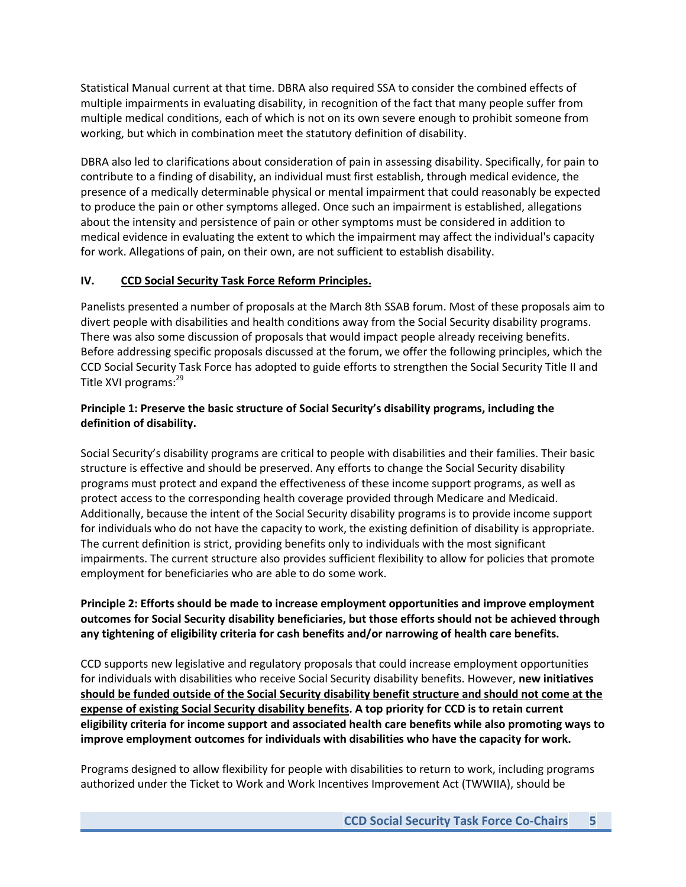Statistical Manual current at that time. DBRA also required SSA to consider the combined effects of multiple impairments in evaluating disability, in recognition of the fact that many people suffer from multiple medical conditions, each of which is not on its own severe enough to prohibit someone from working, but which in combination meet the statutory definition of disability.

DBRA also led to clarifications about consideration of pain in assessing disability. Specifically, for pain to contribute to a finding of disability, an individual must first establish, through medical evidence, the presence of a medically determinable physical or mental impairment that could reasonably be expected to produce the pain or other symptoms alleged. Once such an impairment is established, allegations about the intensity and persistence of pain or other symptoms must be considered in addition to medical evidence in evaluating the extent to which the impairment may affect the individual's capacity for work. Allegations of pain, on their own, are not sufficient to establish disability.

## IV. <u>CCD Social Security Task Force Reform Principles.</u>

Panelists presented a number of proposals at the March 8th SSAB forum. Most of these proposals aim to divert people with disabilities and health conditions away from the Social Security disability programs. There was also some discussion of proposals that would impact people already receiving benefits. Before addressing specific proposals discussed at the forum, we offer the following principles, which the CCD Social Security Task Force has adopted to guide efforts to strengthen the Social Security Title II and Title XVI programs:[29]

**Principle 1: Preserve the basic structure of Social Security's disability programs, including the definition of disability.**

Social Security's disability programs are critical to people with disabilities and their families. Their basic structure is effective and should be preserved. Any efforts to change the Social Security disability programs must protect and expand the effectiveness of these income support programs, as well as protect access to the corresponding health coverage provided through Medicare and Medicaid. Additionally, because the intent of the Social Security disability programs is to provide income support for individuals who do not have the capacity to work, the existing definition of disability is appropriate. The current definition is strict, providing benefits only to individuals with the most significant impairments. The current structure also provides sufficient flexibility to allow for policies that promote employment for beneficiaries who are able to do some work.

**Principle 2: Efforts should be made to increase employment opportunities and improve employment outcomes for Social Security disability beneficiaries, but those efforts should not be achieved through any tightening of eligibility criteria for cash benefits and/or narrowing of health care benefits.**

CCD supports new legislative and regulatory proposals that could increase employment opportunities for individuals with disabilities who receive Social Security disability benefits. However, **<u>new initiatives should be funded outside of the Social Security disability benefit structure and should not come at the expense of existing Social Security disability benefits</u>. A top priority for CCD is to retain current eligibility criteria for income support and associated health care benefits while also promoting ways to improve employment outcomes for individuals with disabilities who have the capacity for work.**

Programs designed to allow flexibility for people with disabilities to return to work, including programs authorized under the Ticket to Work and Work Incentives Improvement Act (TWWIIA), should be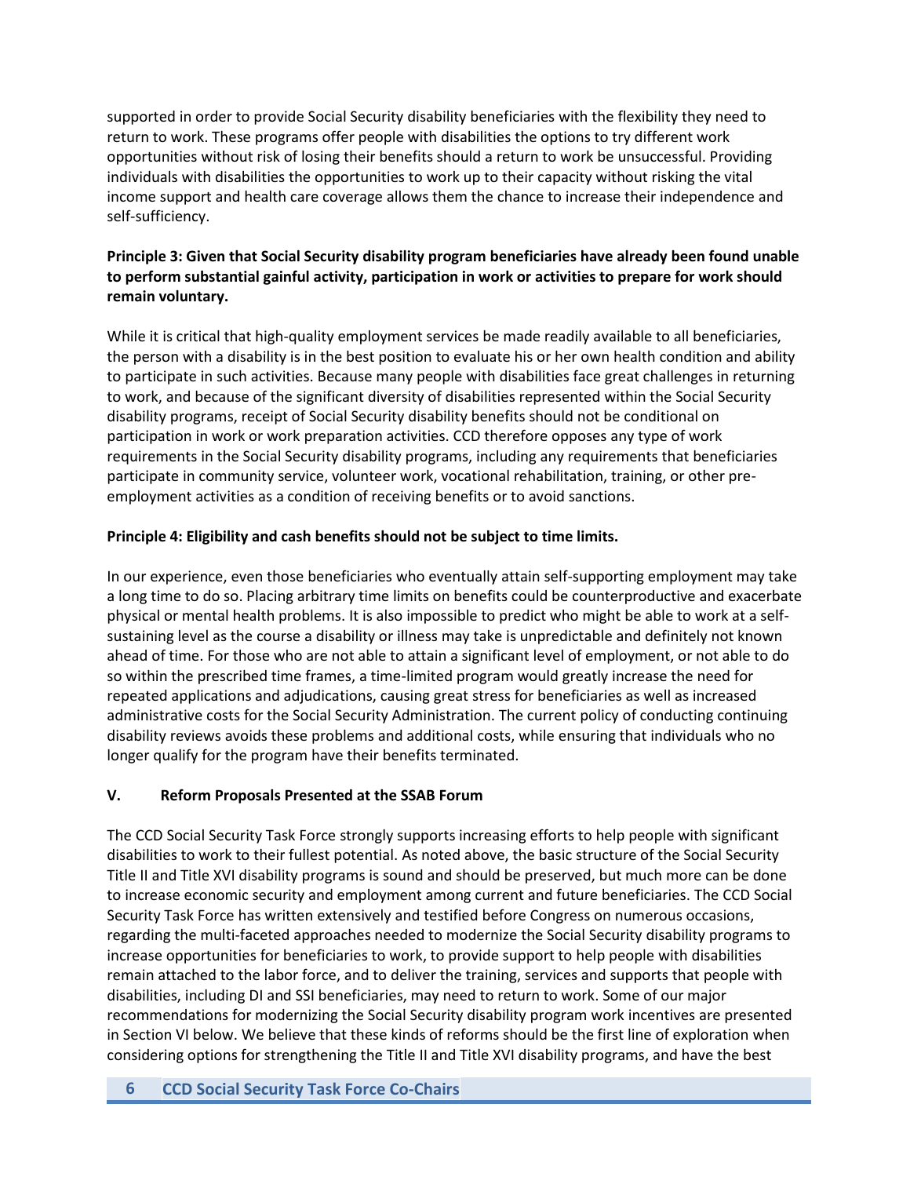supported in order to provide Social Security disability beneficiaries with the flexibility they need to return to work. These programs offer people with disabilities the options to try different work opportunities without risk of losing their benefits should a return to work be unsuccessful. Providing individuals with disabilities the opportunities to work up to their capacity without risking the vital income support and health care coverage allows them the chance to increase their independence and self-sufficiency.

**Principle 3: Given that Social Security disability program beneficiaries have already been found unable to perform substantial gainful activity, participation in work or activities to prepare for work should remain voluntary.**

While it is critical that high-quality employment services be made readily available to all beneficiaries, the person with a disability is in the best position to evaluate his or her own health condition and ability to participate in such activities. Because many people with disabilities face great challenges in returning to work, and because of the significant diversity of disabilities represented within the Social Security disability programs, receipt of Social Security disability benefits should not be conditional on participation in work or work preparation activities. CCD therefore opposes any type of work requirements in the Social Security disability programs, including any requirements that beneficiaries participate in community service, volunteer work, vocational rehabilitation, training, or other pre-employment activities as a condition of receiving benefits or to avoid sanctions.

**Principle 4: Eligibility and cash benefits should not be subject to time limits.**

In our experience, even those beneficiaries who eventually attain self-supporting employment may take a long time to do so. Placing arbitrary time limits on benefits could be counterproductive and exacerbate physical or mental health problems. It is also impossible to predict who might be able to work at a self-sustaining level as the course a disability or illness may take is unpredictable and definitely not known ahead of time. For those who are not able to attain a significant level of employment, or not able to do so within the prescribed time frames, a time-limited program would greatly increase the need for repeated applications and adjudications, causing great stress for beneficiaries as well as increased administrative costs for the Social Security Administration. The current policy of conducting continuing disability reviews avoids these problems and additional costs, while ensuring that individuals who no longer qualify for the program have their benefits terminated.

## V. Reform Proposals Presented at the SSAB Forum

The CCD Social Security Task Force strongly supports increasing efforts to help people with significant disabilities to work to their fullest potential. As noted above, the basic structure of the Social Security Title II and Title XVI disability programs is sound and should be preserved, but much more can be done to increase economic security and employment among current and future beneficiaries. The CCD Social Security Task Force has written extensively and testified before Congress on numerous occasions, regarding the multi-faceted approaches needed to modernize the Social Security disability programs to increase opportunities for beneficiaries to work, to provide support to help people with disabilities remain attached to the labor force, and to deliver the training, services and supports that people with disabilities, including DI and SSI beneficiaries, may need to return to work. Some of our major recommendations for modernizing the Social Security disability program work incentives are presented in Section VI below. We believe that these kinds of reforms should be the first line of exploration when considering options for strengthening the Title II and Title XVI disability programs, and have the best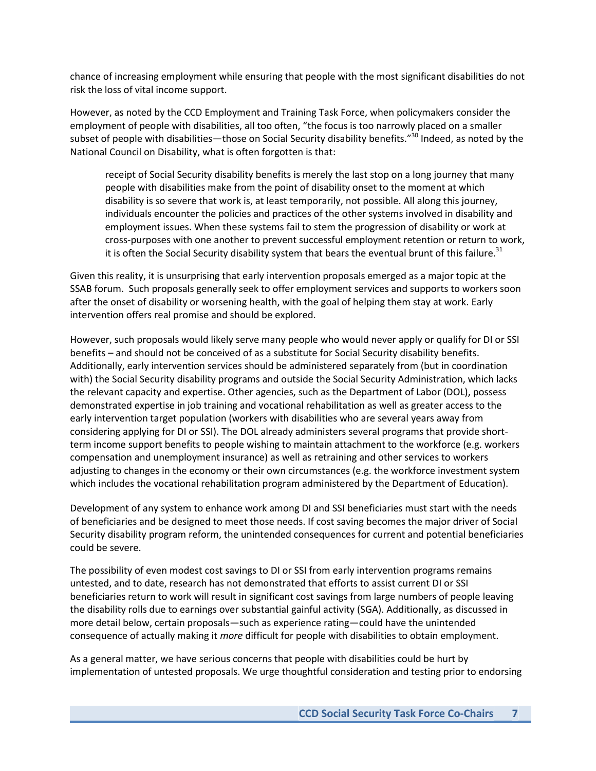chance of increasing employment while ensuring that people with the most significant disabilities do not risk the loss of vital income support.

However, as noted by the CCD Employment and Training Task Force, when policymakers consider the employment of people with disabilities, all too often, "the focus is too narrowly placed on a smaller subset of people with disabilities—those on Social Security disability benefits."[30] Indeed, as noted by the National Council on Disability, what is often forgotten is that:

> receipt of Social Security disability benefits is merely the last stop on a long journey that many people with disabilities make from the point of disability onset to the moment at which disability is so severe that work is, at least temporarily, not possible. All along this journey, individuals encounter the policies and practices of the other systems involved in disability and employment issues. When these systems fail to stem the progression of disability or work at cross-purposes with one another to prevent successful employment retention or return to work, it is often the Social Security disability system that bears the eventual brunt of this failure.[31]

Given this reality, it is unsurprising that early intervention proposals emerged as a major topic at the SSAB forum. Such proposals generally seek to offer employment services and supports to workers soon after the onset of disability or worsening health, with the goal of helping them stay at work. Early intervention offers real promise and should be explored.

However, such proposals would likely serve many people who would never apply or qualify for DI or SSI benefits – and should not be conceived of as a substitute for Social Security disability benefits. Additionally, early intervention services should be administered separately from (but in coordination with) the Social Security disability programs and outside the Social Security Administration, which lacks the relevant capacity and expertise. Other agencies, such as the Department of Labor (DOL), possess demonstrated expertise in job training and vocational rehabilitation as well as greater access to the early intervention target population (workers with disabilities who are several years away from considering applying for DI or SSI). The DOL already administers several programs that provide short-term income support benefits to people wishing to maintain attachment to the workforce (e.g. workers compensation and unemployment insurance) as well as retraining and other services to workers adjusting to changes in the economy or their own circumstances (e.g. the workforce investment system which includes the vocational rehabilitation program administered by the Department of Education).

Development of any system to enhance work among DI and SSI beneficiaries must start with the needs of beneficiaries and be designed to meet those needs. If cost saving becomes the major driver of Social Security disability program reform, the unintended consequences for current and potential beneficiaries could be severe.

The possibility of even modest cost savings to DI or SSI from early intervention programs remains untested, and to date, research has not demonstrated that efforts to assist current DI or SSI beneficiaries return to work will result in significant cost savings from large numbers of people leaving the disability rolls due to earnings over substantial gainful activity (SGA). Additionally, as discussed in more detail below, certain proposals—such as experience rating—could have the unintended consequence of actually making it *more* difficult for people with disabilities to obtain employment.

As a general matter, we have serious concerns that people with disabilities could be hurt by implementation of untested proposals. We urge thoughtful consideration and testing prior to endorsing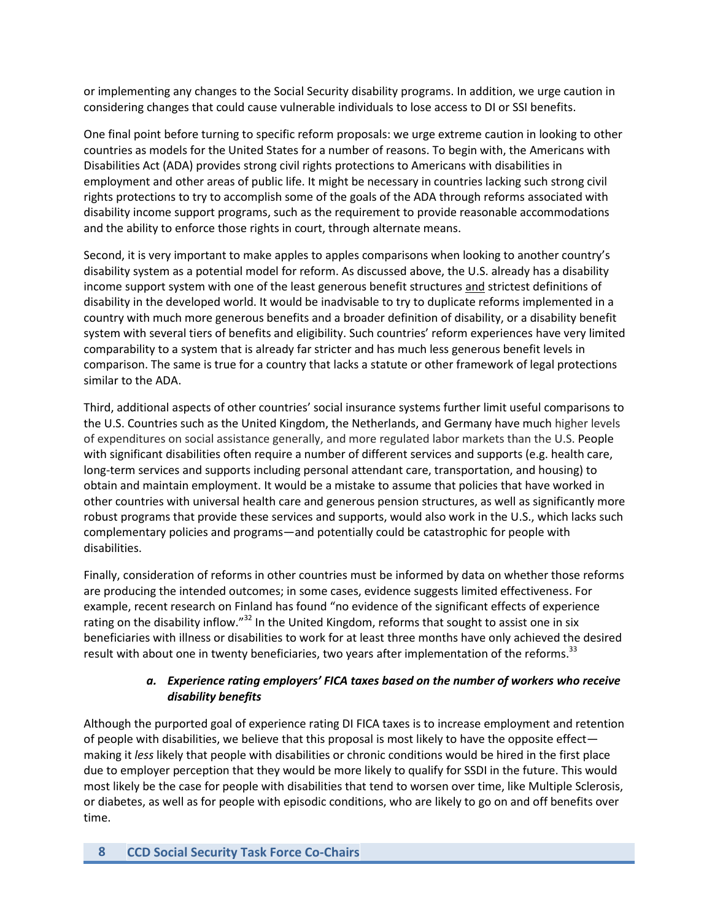or implementing any changes to the Social Security disability programs. In addition, we urge caution in considering changes that could cause vulnerable individuals to lose access to DI or SSI benefits.

One final point before turning to specific reform proposals: we urge extreme caution in looking to other countries as models for the United States for a number of reasons. To begin with, the Americans with Disabilities Act (ADA) provides strong civil rights protections to Americans with disabilities in employment and other areas of public life. It might be necessary in countries lacking such strong civil rights protections to try to accomplish some of the goals of the ADA through reforms associated with disability income support programs, such as the requirement to provide reasonable accommodations and the ability to enforce those rights in court, through alternate means.

Second, it is very important to make apples to apples comparisons when looking to another country's disability system as a potential model for reform. As discussed above, the U.S. already has a disability income support system with one of the least generous benefit structures <u>and</u> strictest definitions of disability in the developed world. It would be inadvisable to try to duplicate reforms implemented in a country with much more generous benefits and a broader definition of disability, or a disability benefit system with several tiers of benefits and eligibility. Such countries' reform experiences have very limited comparability to a system that is already far stricter and has much less generous benefit levels in comparison. The same is true for a country that lacks a statute or other framework of legal protections similar to the ADA.

Third, additional aspects of other countries' social insurance systems further limit useful comparisons to the U.S. Countries such as the United Kingdom, the Netherlands, and Germany have much higher levels of expenditures on social assistance generally, and more regulated labor markets than the U.S. People with significant disabilities often require a number of different services and supports (e.g. health care, long-term services and supports including personal attendant care, transportation, and housing) to obtain and maintain employment. It would be a mistake to assume that policies that have worked in other countries with universal health care and generous pension structures, as well as significantly more robust programs that provide these services and supports, would also work in the U.S., which lacks such complementary policies and programs—and potentially could be catastrophic for people with disabilities.

Finally, consideration of reforms in other countries must be informed by data on whether those reforms are producing the intended outcomes; in some cases, evidence suggests limited effectiveness. For example, recent research on Finland has found "no evidence of the significant effects of experience rating on the disability inflow."[32] In the United Kingdom, reforms that sought to assist one in six beneficiaries with illness or disabilities to work for at least three months have only achieved the desired result with about one in twenty beneficiaries, two years after implementation of the reforms.[33]

### *a. Experience rating employers' FICA taxes based on the number of workers who receive disability benefits*

Although the purported goal of experience rating DI FICA taxes is to increase employment and retention of people with disabilities, we believe that this proposal is most likely to have the opposite effect—making it *less* likely that people with disabilities or chronic conditions would be hired in the first place due to employer perception that they would be more likely to qualify for SSDI in the future. This would most likely be the case for people with disabilities that tend to worsen over time, like Multiple Sclerosis, or diabetes, as well as for people with episodic conditions, who are likely to go on and off benefits over time.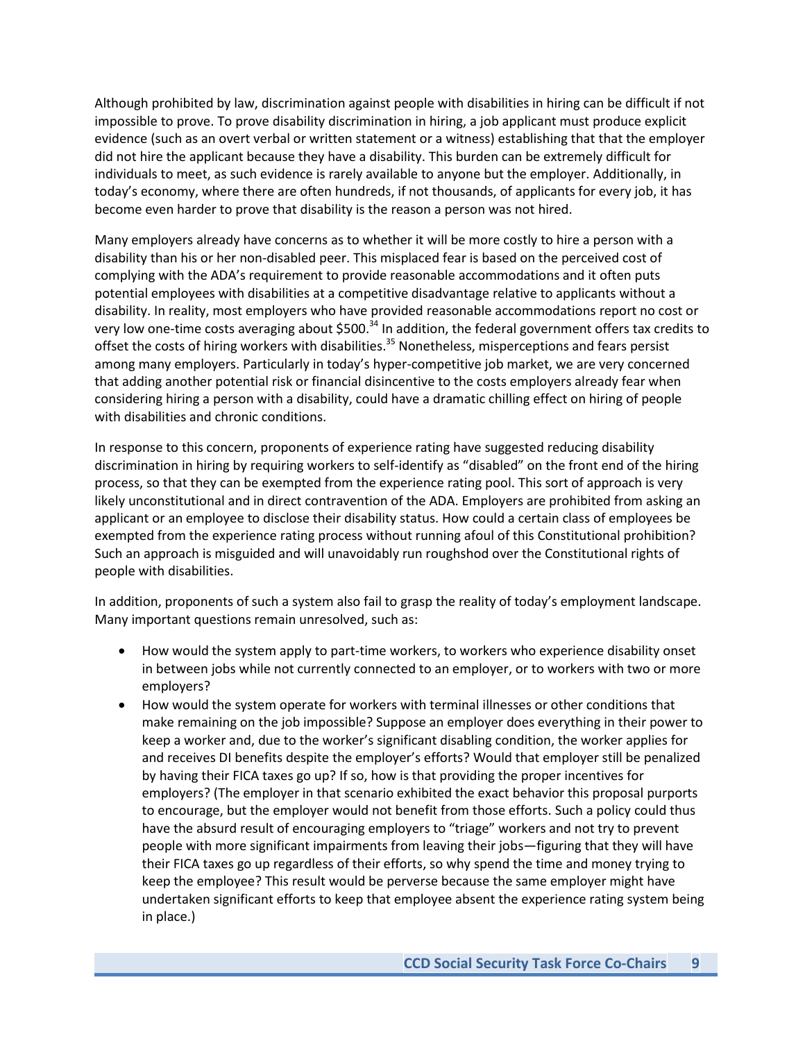Although prohibited by law, discrimination against people with disabilities in hiring can be difficult if not impossible to prove. To prove disability discrimination in hiring, a job applicant must produce explicit evidence (such as an overt verbal or written statement or a witness) establishing that that the employer did not hire the applicant because they have a disability. This burden can be extremely difficult for individuals to meet, as such evidence is rarely available to anyone but the employer. Additionally, in today's economy, where there are often hundreds, if not thousands, of applicants for every job, it has become even harder to prove that disability is the reason a person was not hired.

Many employers already have concerns as to whether it will be more costly to hire a person with a disability than his or her non-disabled peer. This misplaced fear is based on the perceived cost of complying with the ADA's requirement to provide reasonable accommodations and it often puts potential employees with disabilities at a competitive disadvantage relative to applicants without a disability. In reality, most employers who have provided reasonable accommodations report no cost or very low one-time costs averaging about $500.[34] In addition, the federal government offers tax credits to offset the costs of hiring workers with disabilities.[35] Nonetheless, misperceptions and fears persist among many employers. Particularly in today's hyper-competitive job market, we are very concerned that adding another potential risk or financial disincentive to the costs employers already fear when considering hiring a person with a disability, could have a dramatic chilling effect on hiring of people with disabilities and chronic conditions.

In response to this concern, proponents of experience rating have suggested reducing disability discrimination in hiring by requiring workers to self-identify as "disabled" on the front end of the hiring process, so that they can be exempted from the experience rating pool. This sort of approach is very likely unconstitutional and in direct contravention of the ADA. Employers are prohibited from asking an applicant or an employee to disclose their disability status. How could a certain class of employees be exempted from the experience rating process without running afoul of this Constitutional prohibition? Such an approach is misguided and will unavoidably run roughshod over the Constitutional rights of people with disabilities.

In addition, proponents of such a system also fail to grasp the reality of today's employment landscape. Many important questions remain unresolved, such as:

- How would the system apply to part-time workers, to workers who experience disability onset in between jobs while not currently connected to an employer, or to workers with two or more employers?
- How would the system operate for workers with terminal illnesses or other conditions that make remaining on the job impossible? Suppose an employer does everything in their power to keep a worker and, due to the worker's significant disabling condition, the worker applies for and receives DI benefits despite the employer's efforts? Would that employer still be penalized by having their FICA taxes go up? If so, how is that providing the proper incentives for employers? (The employer in that scenario exhibited the exact behavior this proposal purports to encourage, but the employer would not benefit from those efforts. Such a policy could thus have the absurd result of encouraging employers to "triage" workers and not try to prevent people with more significant impairments from leaving their jobs—figuring that they will have their FICA taxes go up regardless of their efforts, so why spend the time and money trying to keep the employee? This result would be perverse because the same employer might have undertaken significant efforts to keep that employee absent the experience rating system being in place.)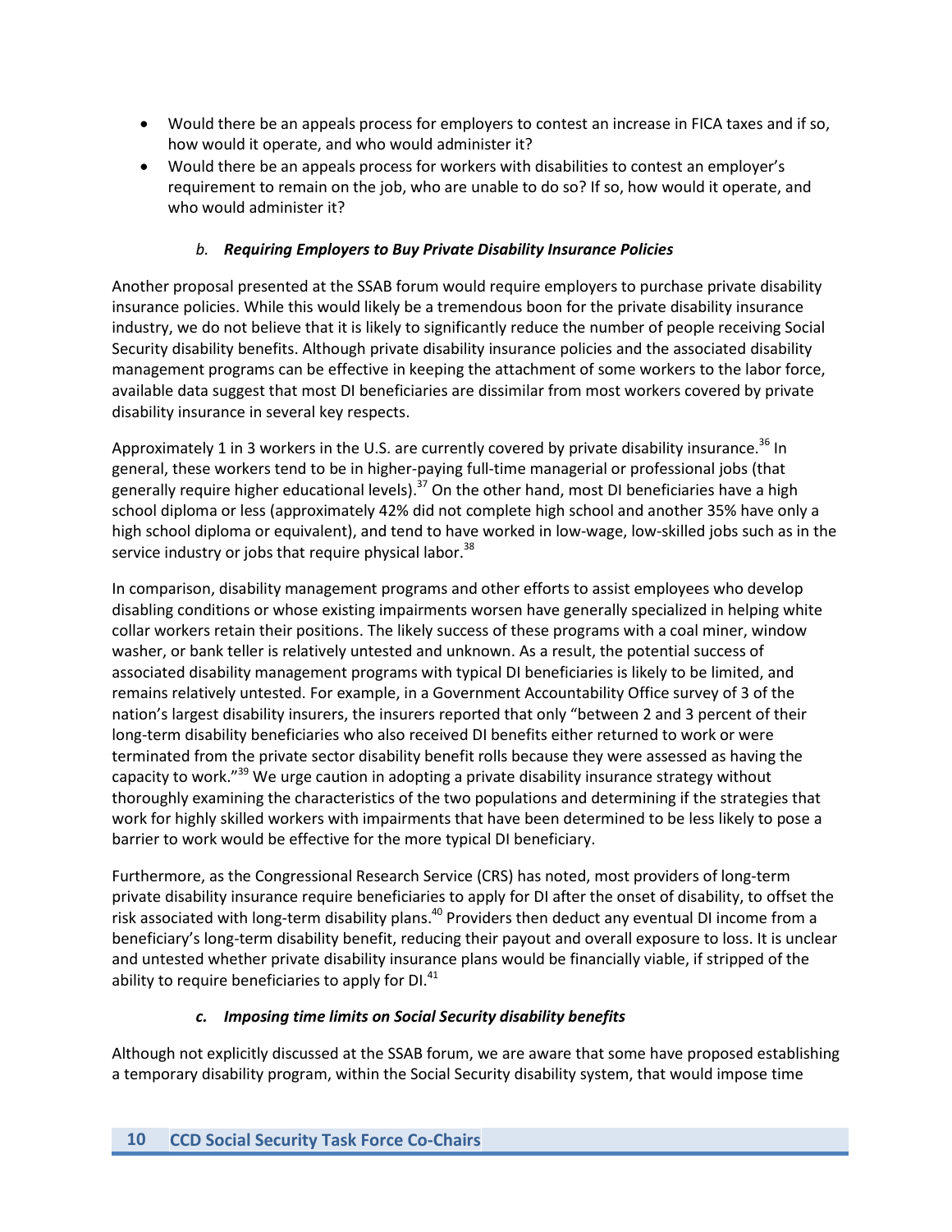- Would there be an appeals process for employers to contest an increase in FICA taxes and if so, how would it operate, and who would administer it?
- Would there be an appeals process for workers with disabilities to contest an employer's requirement to remain on the job, who are unable to do so? If so, how would it operate, and who would administer it?

#### *b. Requiring Employers to Buy Private Disability Insurance Policies*

Another proposal presented at the SSAB forum would require employers to purchase private disability insurance policies. While this would likely be a tremendous boon for the private disability insurance industry, we do not believe that it is likely to significantly reduce the number of people receiving Social Security disability benefits. Although private disability insurance policies and the associated disability management programs can be effective in keeping the attachment of some workers to the labor force, available data suggest that most DI beneficiaries are dissimilar from most workers covered by private disability insurance in several key respects.

Approximately 1 in 3 workers in the U.S. are currently covered by private disability insurance.[36] In general, these workers tend to be in higher-paying full-time managerial or professional jobs (that generally require higher educational levels).[37] On the other hand, most DI beneficiaries have a high school diploma or less (approximately 42% did not complete high school and another 35% have only a high school diploma or equivalent), and tend to have worked in low-wage, low-skilled jobs such as in the service industry or jobs that require physical labor.[38]

In comparison, disability management programs and other efforts to assist employees who develop disabling conditions or whose existing impairments worsen have generally specialized in helping white collar workers retain their positions. The likely success of these programs with a coal miner, window washer, or bank teller is relatively untested and unknown. As a result, the potential success of associated disability management programs with typical DI beneficiaries is likely to be limited, and remains relatively untested. For example, in a Government Accountability Office survey of 3 of the nation's largest disability insurers, the insurers reported that only "between 2 and 3 percent of their long-term disability beneficiaries who also received DI benefits either returned to work or were terminated from the private sector disability benefit rolls because they were assessed as having the capacity to work."[39] We urge caution in adopting a private disability insurance strategy without thoroughly examining the characteristics of the two populations and determining if the strategies that work for highly skilled workers with impairments that have been determined to be less likely to pose a barrier to work would be effective for the more typical DI beneficiary.

Furthermore, as the Congressional Research Service (CRS) has noted, most providers of long-term private disability insurance require beneficiaries to apply for DI after the onset of disability, to offset the risk associated with long-term disability plans.[40] Providers then deduct any eventual DI income from a beneficiary's long-term disability benefit, reducing their payout and overall exposure to loss. It is unclear and untested whether private disability insurance plans would be financially viable, if stripped of the ability to require beneficiaries to apply for DI.[41]

#### *c. Imposing time limits on Social Security disability benefits*

Although not explicitly discussed at the SSAB forum, we are aware that some have proposed establishing a temporary disability program, within the Social Security disability system, that would impose time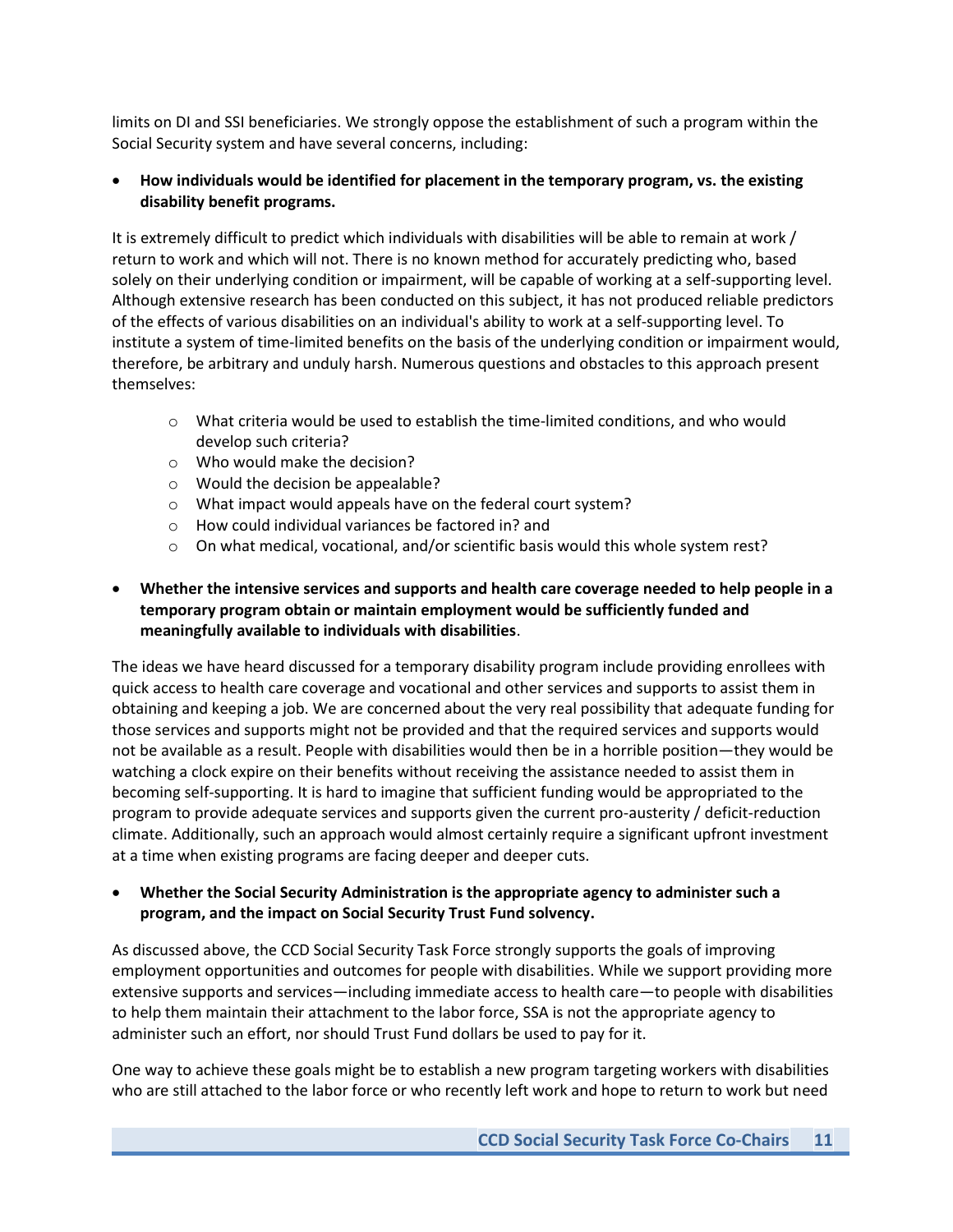limits on DI and SSI beneficiaries. We strongly oppose the establishment of such a program within the Social Security system and have several concerns, including:

- **How individuals would be identified for placement in the temporary program, vs. the existing disability benefit programs.**

It is extremely difficult to predict which individuals with disabilities will be able to remain at work / return to work and which will not. There is no known method for accurately predicting who, based solely on their underlying condition or impairment, will be capable of working at a self-supporting level. Although extensive research has been conducted on this subject, it has not produced reliable predictors of the effects of various disabilities on an individual's ability to work at a self-supporting level. To institute a system of time-limited benefits on the basis of the underlying condition or impairment would, therefore, be arbitrary and unduly harsh. Numerous questions and obstacles to this approach present themselves:

  - What criteria would be used to establish the time-limited conditions, and who would develop such criteria?
  - Who would make the decision?
  - Would the decision be appealable?
  - What impact would appeals have on the federal court system?
  - How could individual variances be factored in? and
  - On what medical, vocational, and/or scientific basis would this whole system rest?

- **Whether the intensive services and supports and health care coverage needed to help people in a temporary program obtain or maintain employment would be sufficiently funded and meaningfully available to individuals with disabilities**.

The ideas we have heard discussed for a temporary disability program include providing enrollees with quick access to health care coverage and vocational and other services and supports to assist them in obtaining and keeping a job. We are concerned about the very real possibility that adequate funding for those services and supports might not be provided and that the required services and supports would not be available as a result. People with disabilities would then be in a horrible position—they would be watching a clock expire on their benefits without receiving the assistance needed to assist them in becoming self-supporting. It is hard to imagine that sufficient funding would be appropriated to the program to provide adequate services and supports given the current pro-austerity / deficit-reduction climate. Additionally, such an approach would almost certainly require a significant upfront investment at a time when existing programs are facing deeper and deeper cuts.

- **Whether the Social Security Administration is the appropriate agency to administer such a program, and the impact on Social Security Trust Fund solvency.**

As discussed above, the CCD Social Security Task Force strongly supports the goals of improving employment opportunities and outcomes for people with disabilities. While we support providing more extensive supports and services—including immediate access to health care—to people with disabilities to help them maintain their attachment to the labor force, SSA is not the appropriate agency to administer such an effort, nor should Trust Fund dollars be used to pay for it.

One way to achieve these goals might be to establish a new program targeting workers with disabilities who are still attached to the labor force or who recently left work and hope to return to work but need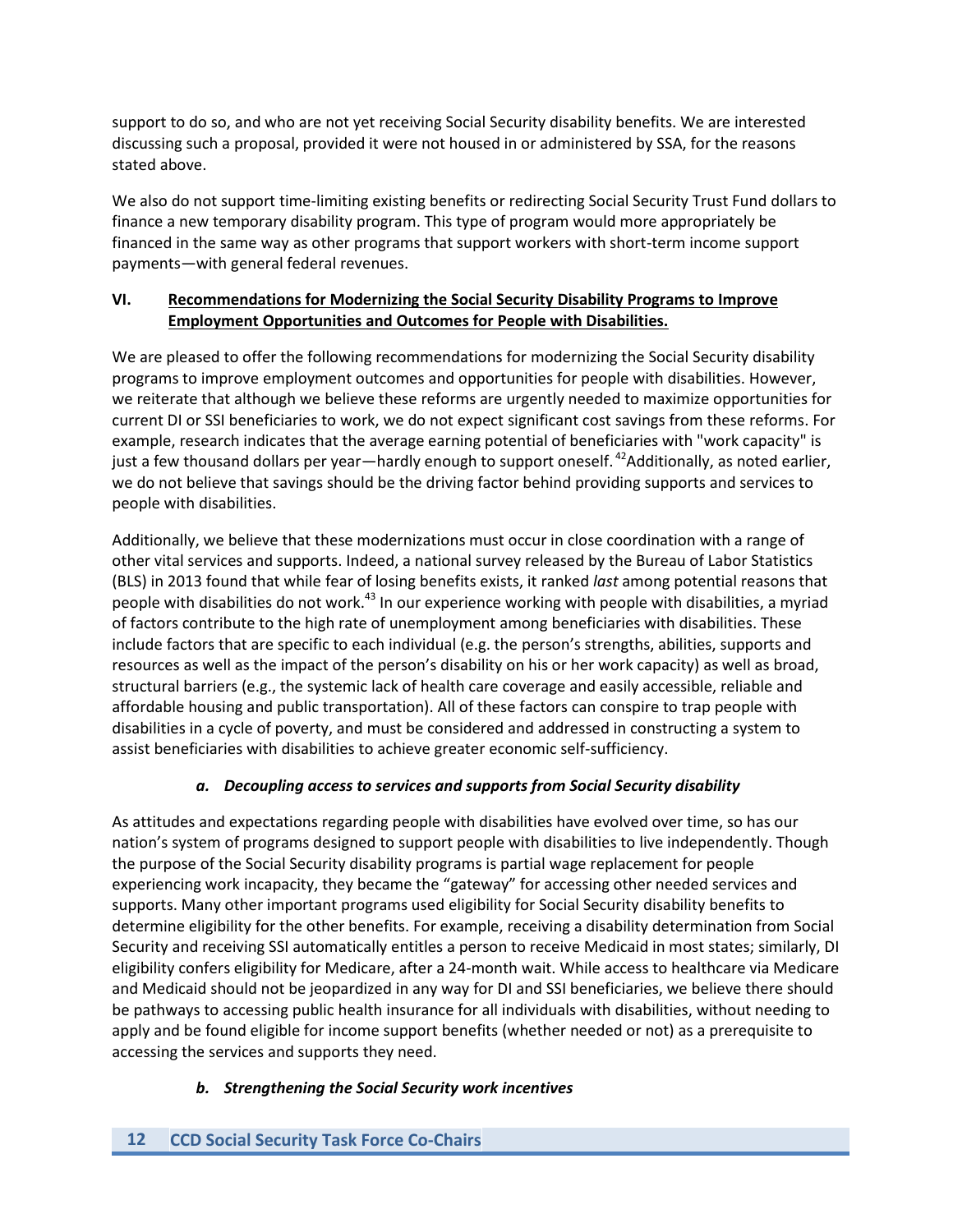support to do so, and who are not yet receiving Social Security disability benefits. We are interested discussing such a proposal, provided it were not housed in or administered by SSA, for the reasons stated above.

We also do not support time-limiting existing benefits or redirecting Social Security Trust Fund dollars to finance a new temporary disability program. This type of program would more appropriately be financed in the same way as other programs that support workers with short-term income support payments—with general federal revenues.

## VI. Recommendations for Modernizing the Social Security Disability Programs to Improve Employment Opportunities and Outcomes for People with Disabilities.

We are pleased to offer the following recommendations for modernizing the Social Security disability programs to improve employment outcomes and opportunities for people with disabilities. However, we reiterate that although we believe these reforms are urgently needed to maximize opportunities for current DI or SSI beneficiaries to work, we do not expect significant cost savings from these reforms. For example, research indicates that the average earning potential of beneficiaries with "work capacity" is just a few thousand dollars per year—hardly enough to support oneself.[42] Additionally, as noted earlier, we do not believe that savings should be the driving factor behind providing supports and services to people with disabilities.

Additionally, we believe that these modernizations must occur in close coordination with a range of other vital services and supports. Indeed, a national survey released by the Bureau of Labor Statistics (BLS) in 2013 found that while fear of losing benefits exists, it ranked *last* among potential reasons that people with disabilities do not work.[43] In our experience working with people with disabilities, a myriad of factors contribute to the high rate of unemployment among beneficiaries with disabilities. These include factors that are specific to each individual (e.g. the person's strengths, abilities, supports and resources as well as the impact of the person's disability on his or her work capacity) as well as broad, structural barriers (e.g., the systemic lack of health care coverage and easily accessible, reliable and affordable housing and public transportation). All of these factors can conspire to trap people with disabilities in a cycle of poverty, and must be considered and addressed in constructing a system to assist beneficiaries with disabilities to achieve greater economic self-sufficiency.

### *a. Decoupling access to services and supports from Social Security disability*

As attitudes and expectations regarding people with disabilities have evolved over time, so has our nation's system of programs designed to support people with disabilities to live independently. Though the purpose of the Social Security disability programs is partial wage replacement for people experiencing work incapacity, they became the "gateway" for accessing other needed services and supports. Many other important programs used eligibility for Social Security disability benefits to determine eligibility for the other benefits. For example, receiving a disability determination from Social Security and receiving SSI automatically entitles a person to receive Medicaid in most states; similarly, DI eligibility confers eligibility for Medicare, after a 24-month wait. While access to healthcare via Medicare and Medicaid should not be jeopardized in any way for DI and SSI beneficiaries, we believe there should be pathways to accessing public health insurance for all individuals with disabilities, without needing to apply and be found eligible for income support benefits (whether needed or not) as a prerequisite to accessing the services and supports they need.

### *b. Strengthening the Social Security work incentives*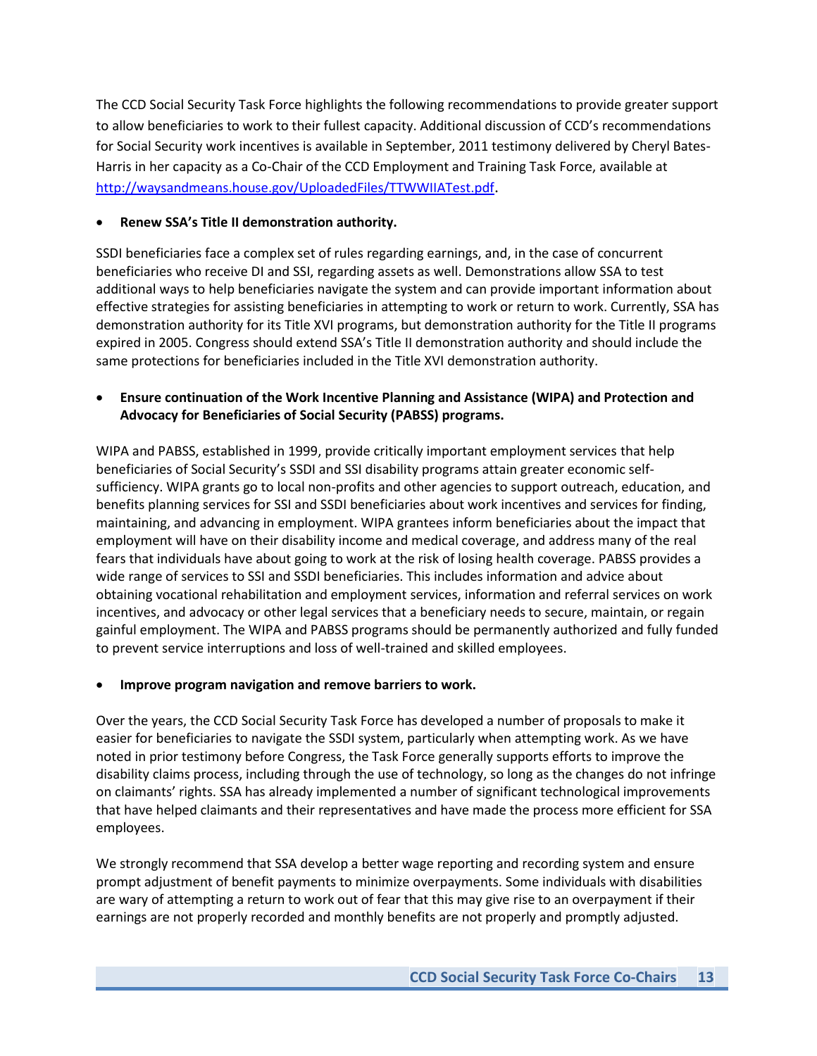The CCD Social Security Task Force highlights the following recommendations to provide greater support to allow beneficiaries to work to their fullest capacity. Additional discussion of CCD's recommendations for Social Security work incentives is available in September, 2011 testimony delivered by Cheryl Bates-Harris in her capacity as a Co-Chair of the CCD Employment and Training Task Force, available at [http://waysandmeans.house.gov/UploadedFiles/TTWWIIATest.pdf](http://waysandmeans.house.gov/UploadedFiles/TTWWIIATest.pdf).

- **Renew SSA's Title II demonstration authority.**

SSDI beneficiaries face a complex set of rules regarding earnings, and, in the case of concurrent beneficiaries who receive DI and SSI, regarding assets as well. Demonstrations allow SSA to test additional ways to help beneficiaries navigate the system and can provide important information about effective strategies for assisting beneficiaries in attempting to work or return to work. Currently, SSA has demonstration authority for its Title XVI programs, but demonstration authority for the Title II programs expired in 2005. Congress should extend SSA's Title II demonstration authority and should include the same protections for beneficiaries included in the Title XVI demonstration authority.

- **Ensure continuation of the Work Incentive Planning and Assistance (WIPA) and Protection and Advocacy for Beneficiaries of Social Security (PABSS) programs.**

WIPA and PABSS, established in 1999, provide critically important employment services that help beneficiaries of Social Security's SSDI and SSI disability programs attain greater economic self-sufficiency. WIPA grants go to local non-profits and other agencies to support outreach, education, and benefits planning services for SSI and SSDI beneficiaries about work incentives and services for finding, maintaining, and advancing in employment. WIPA grantees inform beneficiaries about the impact that employment will have on their disability income and medical coverage, and address many of the real fears that individuals have about going to work at the risk of losing health coverage. PABSS provides a wide range of services to SSI and SSDI beneficiaries. This includes information and advice about obtaining vocational rehabilitation and employment services, information and referral services on work incentives, and advocacy or other legal services that a beneficiary needs to secure, maintain, or regain gainful employment. The WIPA and PABSS programs should be permanently authorized and fully funded to prevent service interruptions and loss of well-trained and skilled employees.

- **Improve program navigation and remove barriers to work.**

Over the years, the CCD Social Security Task Force has developed a number of proposals to make it easier for beneficiaries to navigate the SSDI system, particularly when attempting work. As we have noted in prior testimony before Congress, the Task Force generally supports efforts to improve the disability claims process, including through the use of technology, so long as the changes do not infringe on claimants' rights. SSA has already implemented a number of significant technological improvements that have helped claimants and their representatives and have made the process more efficient for SSA employees.

We strongly recommend that SSA develop a better wage reporting and recording system and ensure prompt adjustment of benefit payments to minimize overpayments. Some individuals with disabilities are wary of attempting a return to work out of fear that this may give rise to an overpayment if their earnings are not properly recorded and monthly benefits are not properly and promptly adjusted.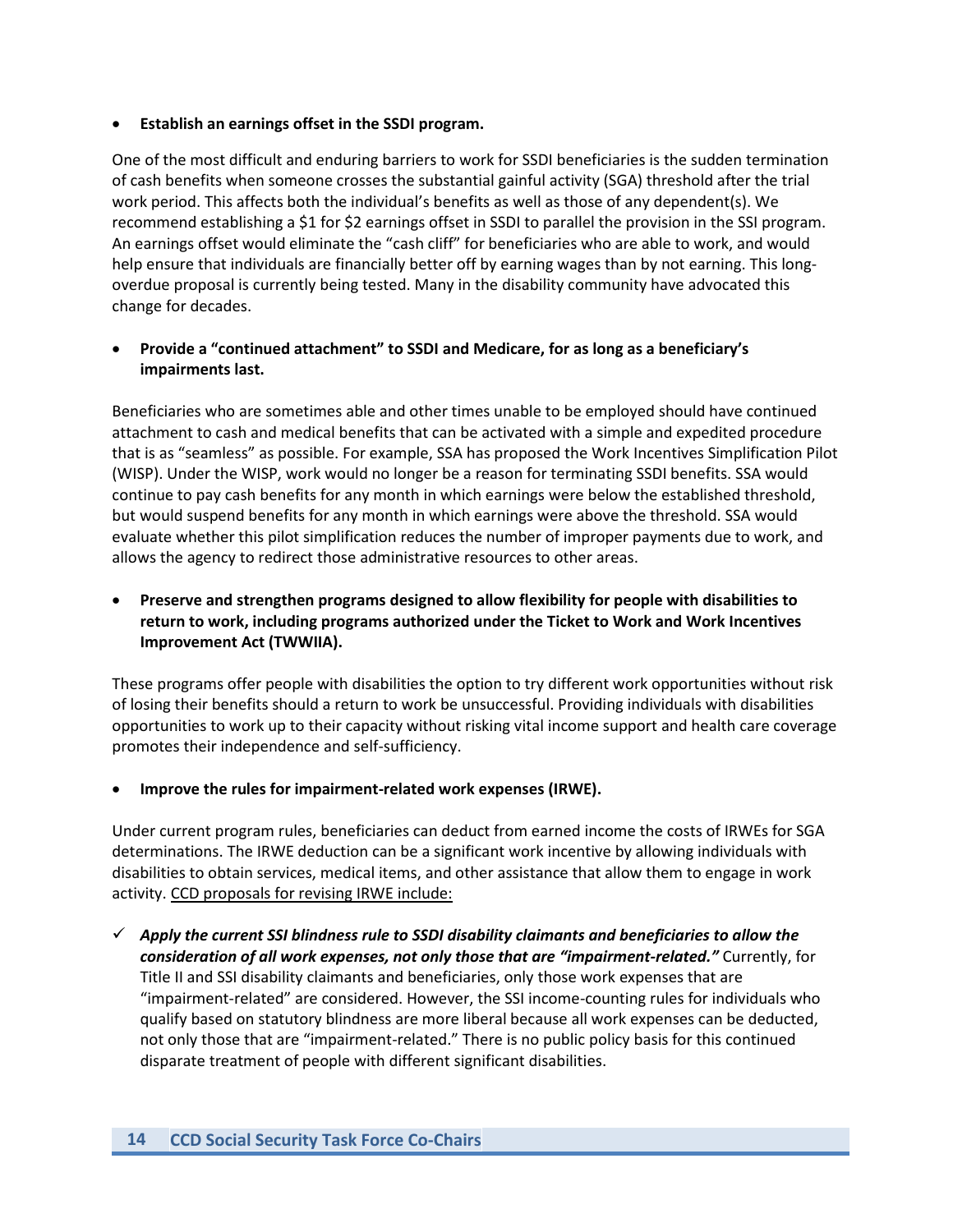- **Establish an earnings offset in the SSDI program.**

One of the most difficult and enduring barriers to work for SSDI beneficiaries is the sudden termination of cash benefits when someone crosses the substantial gainful activity (SGA) threshold after the trial work period. This affects both the individual's benefits as well as those of any dependent(s). We recommend establishing a $1 for $2 earnings offset in SSDI to parallel the provision in the SSI program. An earnings offset would eliminate the "cash cliff" for beneficiaries who are able to work, and would help ensure that individuals are financially better off by earning wages than by not earning. This long-overdue proposal is currently being tested. Many in the disability community have advocated this change for decades.

- **Provide a "continued attachment" to SSDI and Medicare, for as long as a beneficiary's impairments last.**

Beneficiaries who are sometimes able and other times unable to be employed should have continued attachment to cash and medical benefits that can be activated with a simple and expedited procedure that is as "seamless" as possible. For example, SSA has proposed the Work Incentives Simplification Pilot (WISP). Under the WISP, work would no longer be a reason for terminating SSDI benefits. SSA would continue to pay cash benefits for any month in which earnings were below the established threshold, but would suspend benefits for any month in which earnings were above the threshold. SSA would evaluate whether this pilot simplification reduces the number of improper payments due to work, and allows the agency to redirect those administrative resources to other areas.

- **Preserve and strengthen programs designed to allow flexibility for people with disabilities to return to work, including programs authorized under the Ticket to Work and Work Incentives Improvement Act (TWWIIA).**

These programs offer people with disabilities the option to try different work opportunities without risk of losing their benefits should a return to work be unsuccessful. Providing individuals with disabilities opportunities to work up to their capacity without risking vital income support and health care coverage promotes their independence and self-sufficiency.

- **Improve the rules for impairment-related work expenses (IRWE).**

Under current program rules, beneficiaries can deduct from earned income the costs of IRWEs for SGA determinations. The IRWE deduction can be a significant work incentive by allowing individuals with disabilities to obtain services, medical items, and other assistance that allow them to engage in work activity. <u>CCD proposals for revising IRWE include:</u>

- ✓ ***Apply the current SSI blindness rule to SSDI disability claimants and beneficiaries to allow the consideration of all work expenses, not only those that are "impairment-related."*** Currently, for Title II and SSI disability claimants and beneficiaries, only those work expenses that are "impairment-related" are considered. However, the SSI income-counting rules for individuals who qualify based on statutory blindness are more liberal because all work expenses can be deducted, not only those that are "impairment-related." There is no public policy basis for this continued disparate treatment of people with different significant disabilities.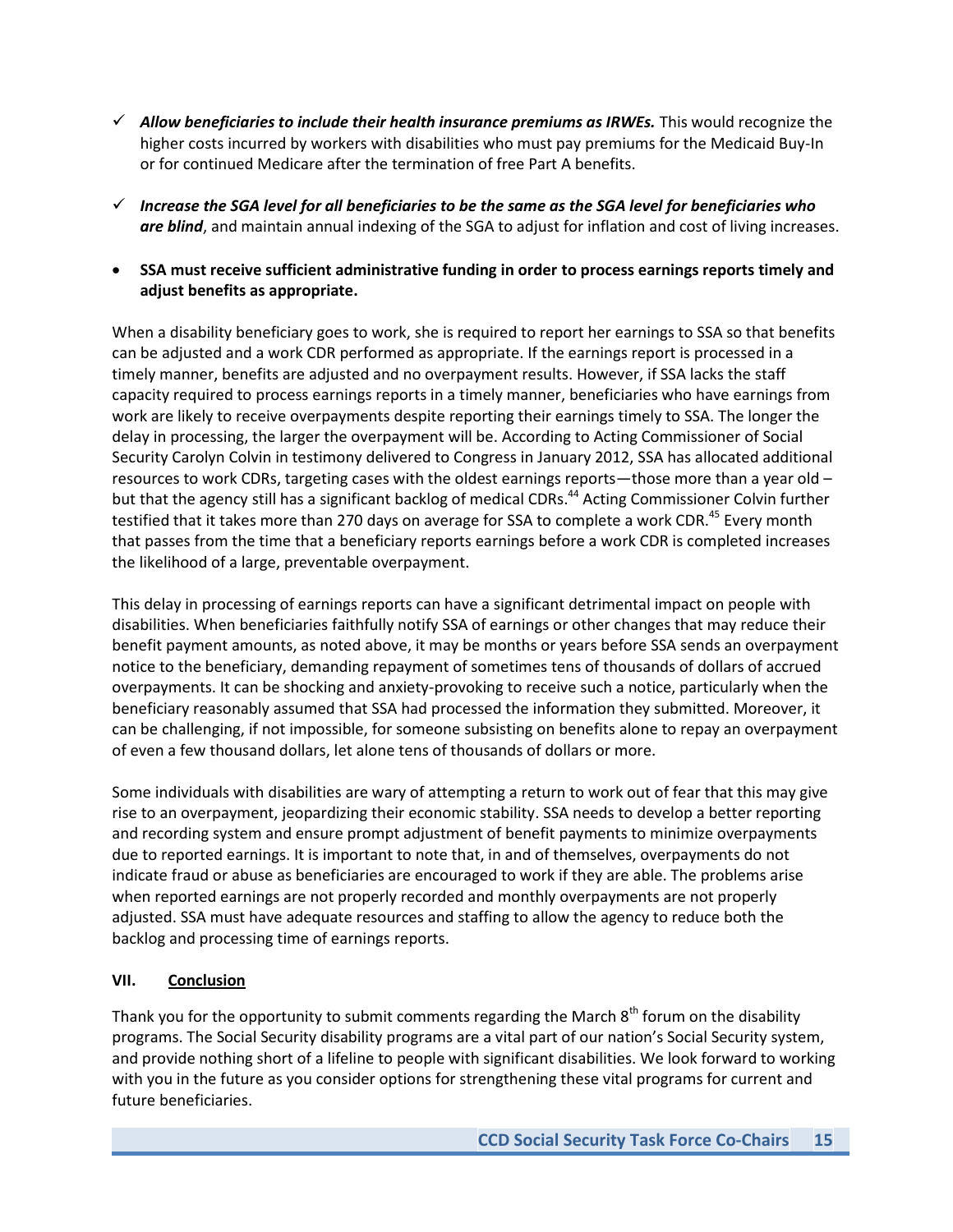- ✓ ***Allow beneficiaries to include their health insurance premiums as IRWEs.*** This would recognize the higher costs incurred by workers with disabilities who must pay premiums for the Medicaid Buy-In or for continued Medicare after the termination of free Part A benefits.

- ✓ ***Increase the SGA level for all beneficiaries to be the same as the SGA level for beneficiaries who are blind***, and maintain annual indexing of the SGA to adjust for inflation and cost of living increases.

- **SSA must receive sufficient administrative funding in order to process earnings reports timely and adjust benefits as appropriate.**

When a disability beneficiary goes to work, she is required to report her earnings to SSA so that benefits can be adjusted and a work CDR performed as appropriate. If the earnings report is processed in a timely manner, benefits are adjusted and no overpayment results. However, if SSA lacks the staff capacity required to process earnings reports in a timely manner, beneficiaries who have earnings from work are likely to receive overpayments despite reporting their earnings timely to SSA. The longer the delay in processing, the larger the overpayment will be. According to Acting Commissioner of Social Security Carolyn Colvin in testimony delivered to Congress in January 2012, SSA has allocated additional resources to work CDRs, targeting cases with the oldest earnings reports—those more than a year old – but that the agency still has a significant backlog of medical CDRs.[44] Acting Commissioner Colvin further testified that it takes more than 270 days on average for SSA to complete a work CDR.[45] Every month that passes from the time that a beneficiary reports earnings before a work CDR is completed increases the likelihood of a large, preventable overpayment.

This delay in processing of earnings reports can have a significant detrimental impact on people with disabilities. When beneficiaries faithfully notify SSA of earnings or other changes that may reduce their benefit payment amounts, as noted above, it may be months or years before SSA sends an overpayment notice to the beneficiary, demanding repayment of sometimes tens of thousands of dollars of accrued overpayments. It can be shocking and anxiety-provoking to receive such a notice, particularly when the beneficiary reasonably assumed that SSA had processed the information they submitted. Moreover, it can be challenging, if not impossible, for someone subsisting on benefits alone to repay an overpayment of even a few thousand dollars, let alone tens of thousands of dollars or more.

Some individuals with disabilities are wary of attempting a return to work out of fear that this may give rise to an overpayment, jeopardizing their economic stability. SSA needs to develop a better reporting and recording system and ensure prompt adjustment of benefit payments to minimize overpayments due to reported earnings. It is important to note that, in and of themselves, overpayments do not indicate fraud or abuse as beneficiaries are encouraged to work if they are able. The problems arise when reported earnings are not properly recorded and monthly overpayments are not properly adjusted. SSA must have adequate resources and staffing to allow the agency to reduce both the backlog and processing time of earnings reports.

## VII. Conclusion

Thank you for the opportunity to submit comments regarding the March 8th forum on the disability programs. The Social Security disability programs are a vital part of our nation's Social Security system, and provide nothing short of a lifeline to people with significant disabilities. We look forward to working with you in the future as you consider options for strengthening these vital programs for current and future beneficiaries.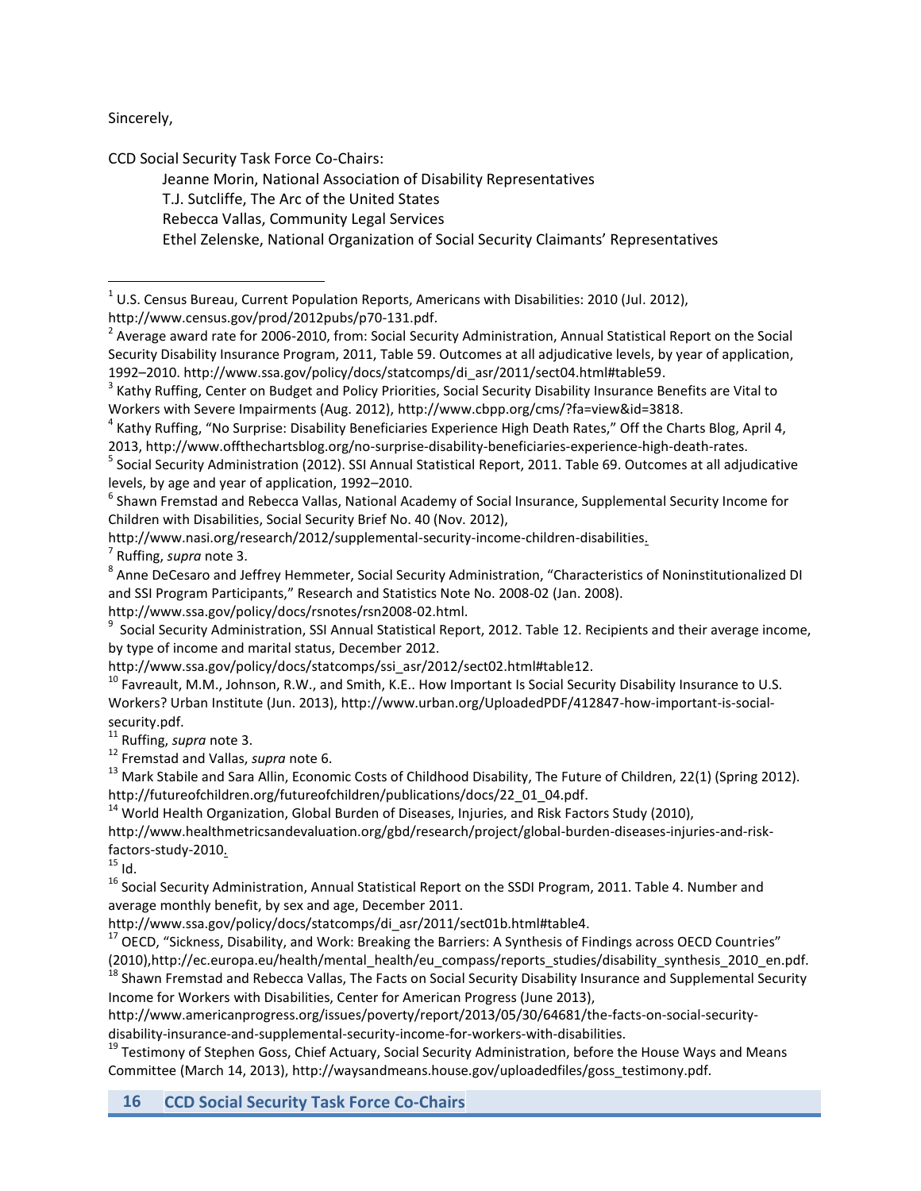Sincerely,

CCD Social Security Task Force Co-Chairs:

Jeanne Morin, National Association of Disability Representatives
T.J. Sutcliffe, The Arc of the United States
Rebecca Vallas, Community Legal Services
Ethel Zelenske, National Organization of Social Security Claimants' Representatives

---

[1] U.S. Census Bureau, Current Population Reports, Americans with Disabilities: 2010 (Jul. 2012), http://www.census.gov/prod/2012pubs/p70-131.pdf.

[2] Average award rate for 2006-2010, from: Social Security Administration, Annual Statistical Report on the Social Security Disability Insurance Program, 2011, Table 59. Outcomes at all adjudicative levels, by year of application, 1992–2010. http://www.ssa.gov/policy/docs/statcomps/di_asr/2011/sect04.html#table59.

[3] Kathy Ruffing, Center on Budget and Policy Priorities, Social Security Disability Insurance Benefits are Vital to Workers with Severe Impairments (Aug. 2012), http://www.cbpp.org/cms/?fa=view&id=3818.

[4] Kathy Ruffing, "No Surprise: Disability Beneficiaries Experience High Death Rates," Off the Charts Blog, April 4, 2013, http://www.offthechartsblog.org/no-surprise-disability-beneficiaries-experience-high-death-rates.

[5] Social Security Administration (2012). SSI Annual Statistical Report, 2011. Table 69. Outcomes at all adjudicative levels, by age and year of application, 1992–2010.

[6] Shawn Fremstad and Rebecca Vallas, National Academy of Social Insurance, Supplemental Security Income for Children with Disabilities, Social Security Brief No. 40 (Nov. 2012), http://www.nasi.org/research/2012/supplemental-security-income-children-disabilities.

[7] Ruffing, *supra* note 3.

[8] Anne DeCesaro and Jeffrey Hemmeter, Social Security Administration, "Characteristics of Noninstitutionalized DI and SSI Program Participants," Research and Statistics Note No. 2008-02 (Jan. 2008). http://www.ssa.gov/policy/docs/rsnotes/rsn2008-02.html.

[9] Social Security Administration, SSI Annual Statistical Report, 2012. Table 12. Recipients and their average income, by type of income and marital status, December 2012. http://www.ssa.gov/policy/docs/statcomps/ssi_asr/2012/sect02.html#table12.

[10] Favreault, M.M., Johnson, R.W., and Smith, K.E.. How Important Is Social Security Disability Insurance to U.S. Workers? Urban Institute (Jun. 2013), http://www.urban.org/UploadedPDF/412847-how-important-is-social-security.pdf.

[11] Ruffing, *supra* note 3.

[12] Fremstad and Vallas, *supra* note 6.

[13] Mark Stabile and Sara Allin, Economic Costs of Childhood Disability, The Future of Children, 22(1) (Spring 2012). http://futureofchildren.org/futureofchildren/publications/docs/22_01_04.pdf.

[14] World Health Organization, Global Burden of Diseases, Injuries, and Risk Factors Study (2010), http://www.healthmetricsandevaluation.org/gbd/research/project/global-burden-diseases-injuries-and-risk-factors-study-2010.

[15] Id.

[16] Social Security Administration, Annual Statistical Report on the SSDI Program, 2011. Table 4. Number and average monthly benefit, by sex and age, December 2011. http://www.ssa.gov/policy/docs/statcomps/di_asr/2011/sect01b.html#table4.

[17] OECD, "Sickness, Disability, and Work: Breaking the Barriers: A Synthesis of Findings across OECD Countries" (2010),http://ec.europa.eu/health/mental_health/eu_compass/reports_studies/disability_synthesis_2010_en.pdf.

[18] Shawn Fremstad and Rebecca Vallas, The Facts on Social Security Disability Insurance and Supplemental Security Income for Workers with Disabilities, Center for American Progress (June 2013), http://www.americanprogress.org/issues/poverty/report/2013/05/30/64681/the-facts-on-social-security-disability-insurance-and-supplemental-security-income-for-workers-with-disabilities.

[19] Testimony of Stephen Goss, Chief Actuary, Social Security Administration, before the House Ways and Means Committee (March 14, 2013), http://waysandmeans.house.gov/uploadedfiles/goss_testimony.pdf.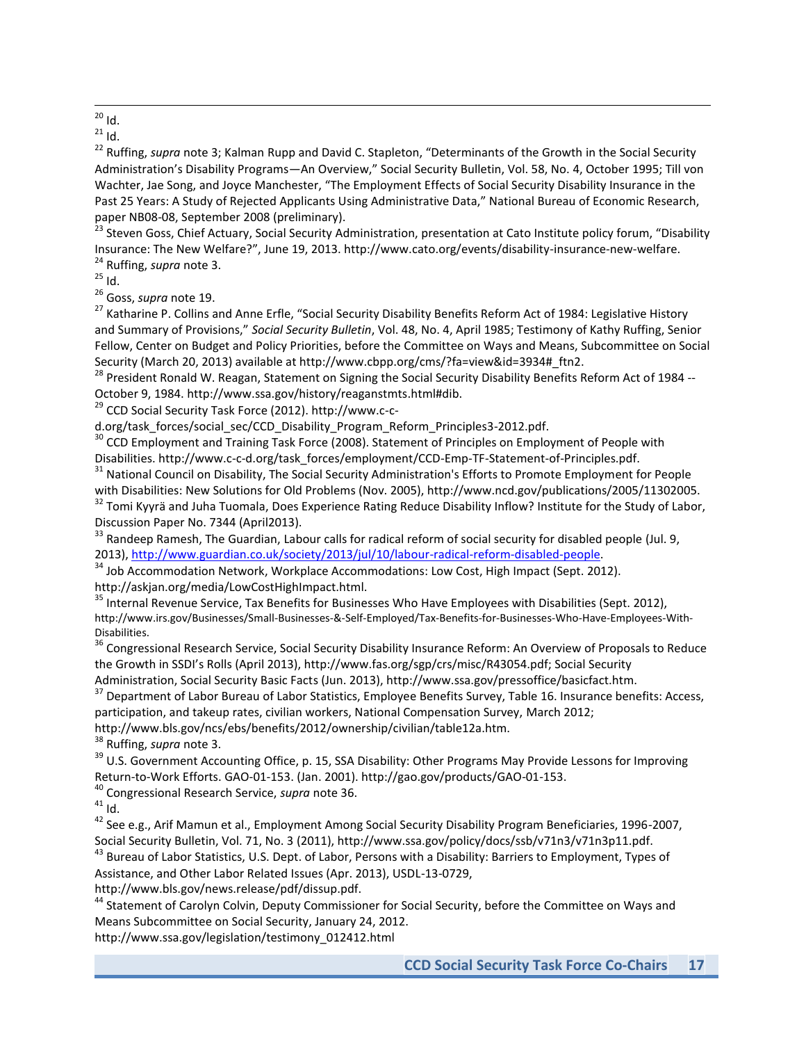[20] Id.

[21] Id.

[22] Ruffing, *supra* note 3; Kalman Rupp and David C. Stapleton, "Determinants of the Growth in the Social Security Administration's Disability Programs—An Overview," Social Security Bulletin, Vol. 58, No. 4, October 1995; Till von Wachter, Jae Song, and Joyce Manchester, "The Employment Effects of Social Security Disability Insurance in the Past 25 Years: A Study of Rejected Applicants Using Administrative Data," National Bureau of Economic Research, paper NB08-08, September 2008 (preliminary).

[23] Steven Goss, Chief Actuary, Social Security Administration, presentation at Cato Institute policy forum, "Disability Insurance: The New Welfare?", June 19, 2013. http://www.cato.org/events/disability-insurance-new-welfare.

[24] Ruffing, *supra* note 3.

[25] Id.

[26] Goss, *supra* note 19.

[27] Katharine P. Collins and Anne Erfle, "Social Security Disability Benefits Reform Act of 1984: Legislative History and Summary of Provisions," *Social Security Bulletin*, Vol. 48, No. 4, April 1985; Testimony of Kathy Ruffing, Senior Fellow, Center on Budget and Policy Priorities, before the Committee on Ways and Means, Subcommittee on Social Security (March 20, 2013) available at http://www.cbpp.org/cms/?fa=view&id=3934#_ftn2.

[28] President Ronald W. Reagan, Statement on Signing the Social Security Disability Benefits Reform Act of 1984 -- October 9, 1984. http://www.ssa.gov/history/reaganstmts.html#dib.

[29] CCD Social Security Task Force (2012). http://www.c-c-d.org/task_forces/social_sec/CCD_Disability_Program_Reform_Principles3-2012.pdf.

[30] CCD Employment and Training Task Force (2008). Statement of Principles on Employment of People with Disabilities. http://www.c-c-d.org/task_forces/employment/CCD-Emp-TF-Statement-of-Principles.pdf.

[31] National Council on Disability, The Social Security Administration's Efforts to Promote Employment for People with Disabilities: New Solutions for Old Problems (Nov. 2005), http://www.ncd.gov/publications/2005/11302005.

[32] Tomi Kyyrä and Juha Tuomala, Does Experience Rating Reduce Disability Inflow? Institute for the Study of Labor, Discussion Paper No. 7344 (April2013).

[33] Randeep Ramesh, The Guardian, Labour calls for radical reform of social security for disabled people (Jul. 9, 2013), http://www.guardian.co.uk/society/2013/jul/10/labour-radical-reform-disabled-people.

[34] Job Accommodation Network, Workplace Accommodations: Low Cost, High Impact (Sept. 2012). http://askjan.org/media/LowCostHighImpact.html.

[35] Internal Revenue Service, Tax Benefits for Businesses Who Have Employees with Disabilities (Sept. 2012), http://www.irs.gov/Businesses/Small-Businesses-&-Self-Employed/Tax-Benefits-for-Businesses-Who-Have-Employees-With-Disabilities.

[36] Congressional Research Service, Social Security Disability Insurance Reform: An Overview of Proposals to Reduce the Growth in SSDI's Rolls (April 2013), http://www.fas.org/sgp/crs/misc/R43054.pdf; Social Security Administration, Social Security Basic Facts (Jun. 2013), http://www.ssa.gov/pressoffice/basicfact.htm.

[37] Department of Labor Bureau of Labor Statistics, Employee Benefits Survey, Table 16. Insurance benefits: Access, participation, and takeup rates, civilian workers, National Compensation Survey, March 2012; http://www.bls.gov/ncs/ebs/benefits/2012/ownership/civilian/table12a.htm.

[38] Ruffing, *supra* note 3.

[39] U.S. Government Accounting Office, p. 15, SSA Disability: Other Programs May Provide Lessons for Improving Return-to-Work Efforts. GAO-01-153. (Jan. 2001). http://gao.gov/products/GAO-01-153.

[40] Congressional Research Service, *supra* note 36.

[41] Id.

[42] See e.g., Arif Mamun et al., Employment Among Social Security Disability Program Beneficiaries, 1996-2007, Social Security Bulletin, Vol. 71, No. 3 (2011), http://www.ssa.gov/policy/docs/ssb/v71n3/v71n3p11.pdf.

[43] Bureau of Labor Statistics, U.S. Dept. of Labor, Persons with a Disability: Barriers to Employment, Types of Assistance, and Other Labor Related Issues (Apr. 2013), USDL-13-0729, http://www.bls.gov/news.release/pdf/dissup.pdf.

[44] Statement of Carolyn Colvin, Deputy Commissioner for Social Security, before the Committee on Ways and Means Subcommittee on Social Security, January 24, 2012. http://www.ssa.gov/legislation/testimony_012412.html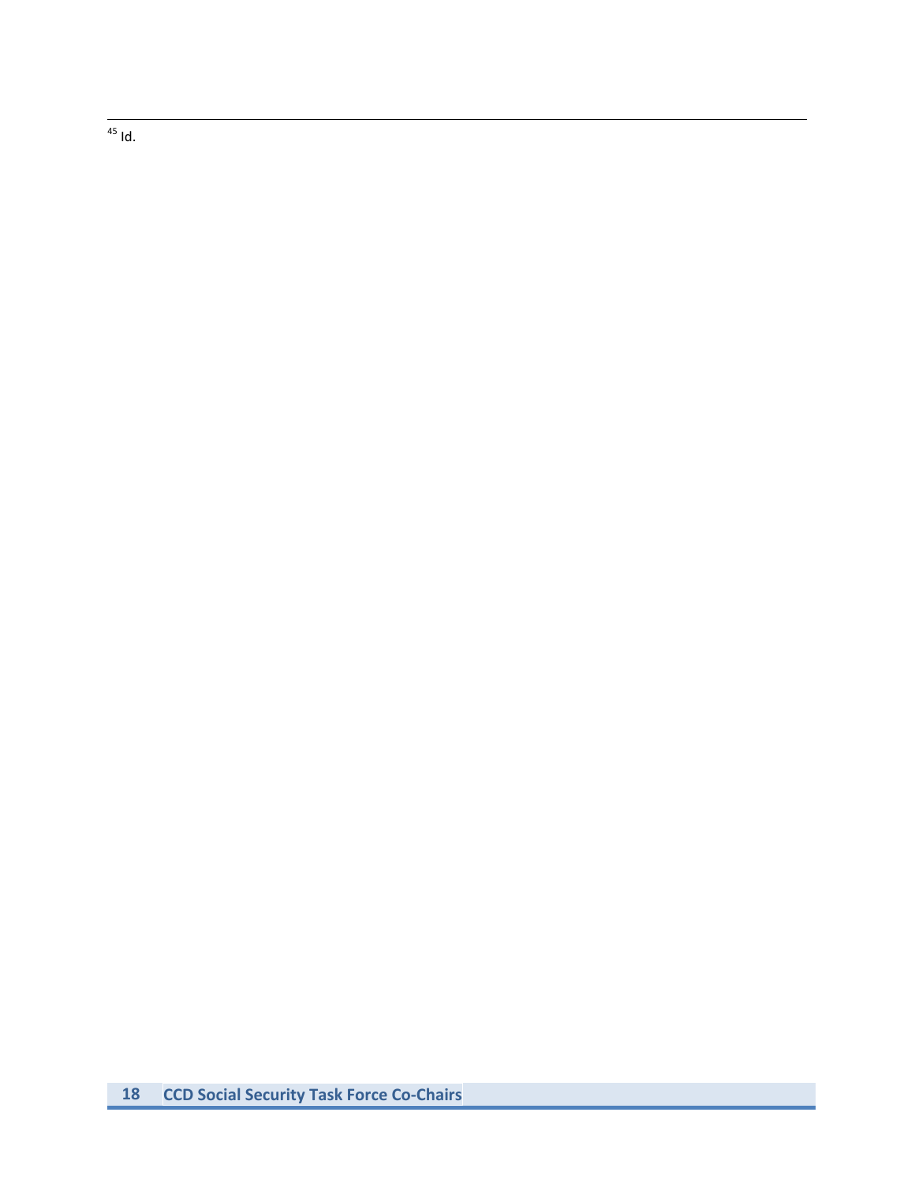[45] Id.